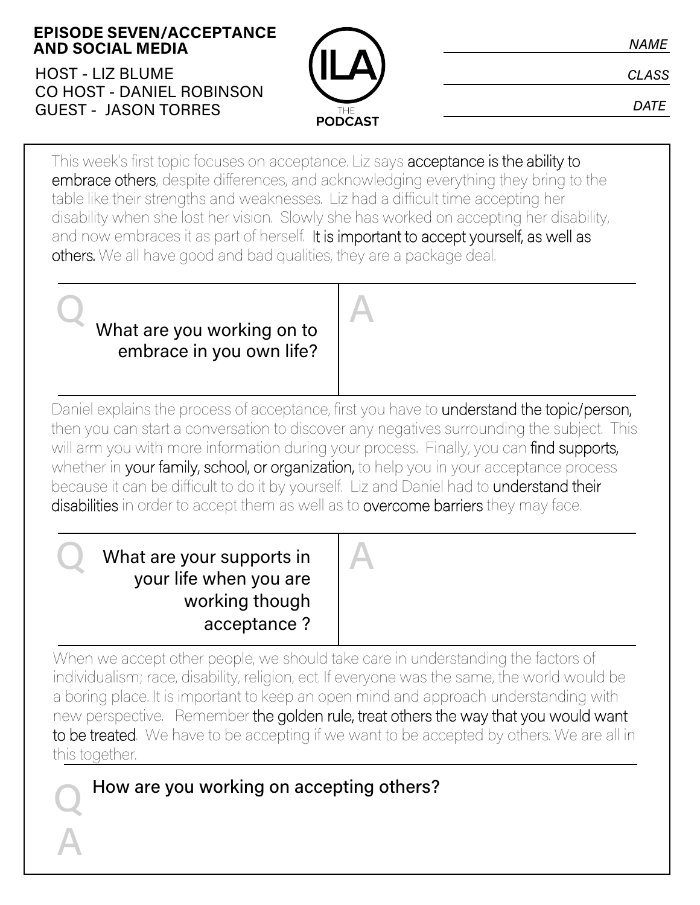**EPISODE SEVEN/ACCEPTANCE AND SOCIAL MEDIA**

HOST - LIZ BLUME
CO HOST - DANIEL ROBINSON
GUEST - JASON TORRES

ILA THE PODCAST

NAME ______________________

CLASS ______________________

DATE ______________________

This week's first topic focuses on acceptance. Liz says acceptance is the ability to embrace others, despite differences, and acknowledging everything they bring to the table like their strengths and weaknesses. Liz had a difficult time accepting her disability when she lost her vision. Slowly she has worked on accepting her disability, and now embraces it as part of herself. It is important to accept yourself, as well as others. We all have good and bad qualities, they are a package deal.

| Q | A |
| --- | --- |
| What are you working on to embrace in you own life? | |

Daniel explains the process of acceptance, first you have to understand the topic/person, then you can start a conversation to discover any negatives surrounding the subject. This will arm you with more information during your process. Finally, you can find supports, whether in your family, school, or organization, to help you in your acceptance process because it can be difficult to do it by yourself. Liz and Daniel had to understand their disabilities in order to accept them as well as to overcome barriers they may face.

| Q | A |
| --- | --- |
| What are your supports in your life when you are working though acceptance ? | |

When we accept other people, we should take care in understanding the factors of individualism; race, disability, religion, ect. If everyone was the same, the world would be a boring place. It is important to keep an open mind and approach understanding with new perspective. Remember the golden rule, treat others the way that you would want to be treated. We have to be accepting if we want to be accepted by others. We are all in this together.

**Q** How are you working on accepting others?

**A**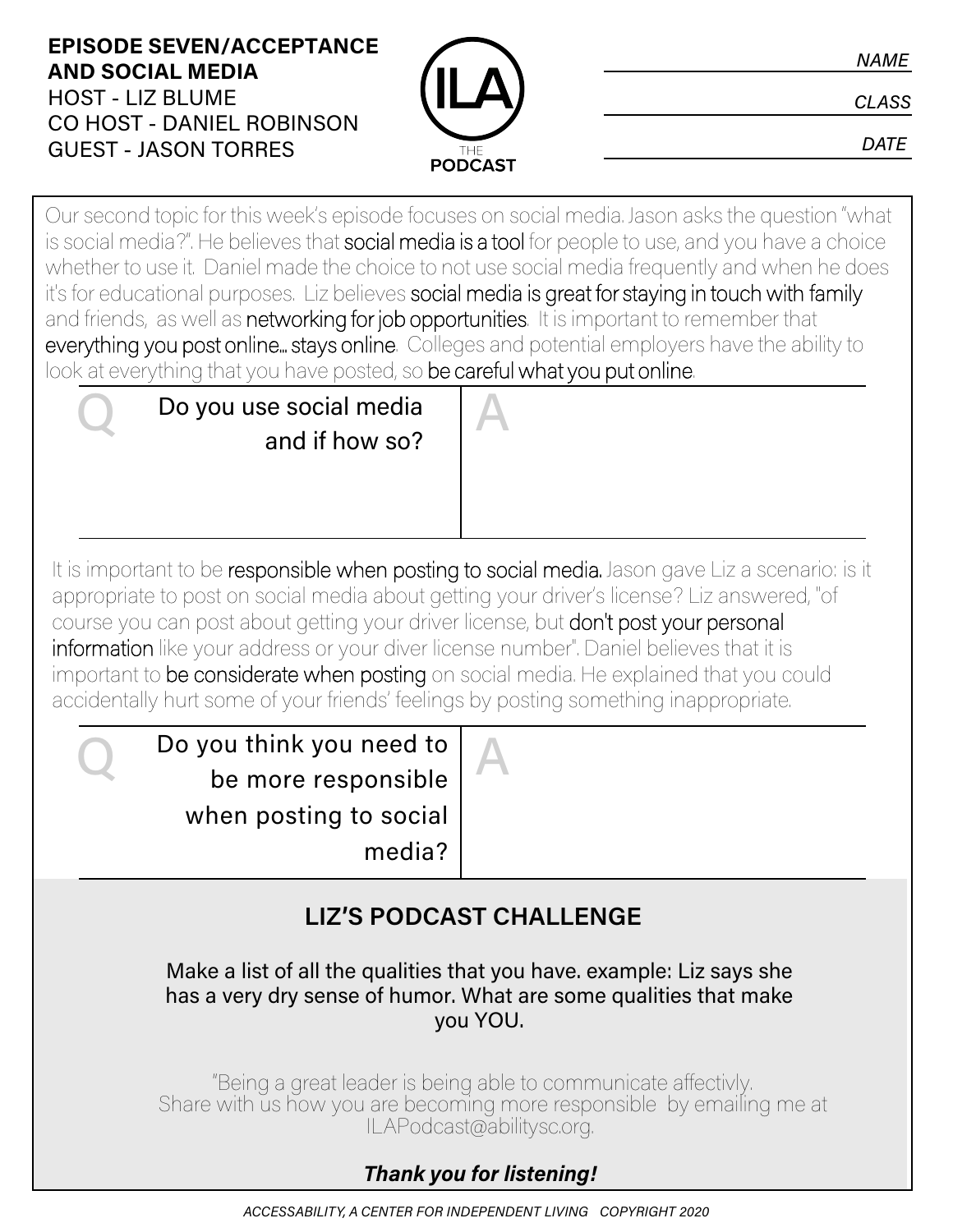**EPISODE SEVEN/ACCEPTANCE AND SOCIAL MEDIA**
HOST - LIZ BLUME
CO HOST - DANIEL ROBINSON
GUEST - JASON TORRES

ILA THE PODCAST

NAME ____________________

CLASS ____________________

DATE ____________________

Our second topic for this week's episode focuses on social media. Jason asks the question "what is social media?". He believes that **social media is a tool** for people to use, and you have a choice whether to use it. Daniel made the choice to not use social media frequently and when he does it's for educational purposes. Liz believes **social media is great for staying in touch with family** and friends, as well as **networking for job opportunities**. It is important to remember that **everything you post online... stays online**. Colleges and potential employers have the ability to look at everything that you have posted, so **be careful what you put online**.

| Q | A |
|---|---|
| Do you use social media and if how so? | |

It is important to be **responsible when posting to social media.** Jason gave Liz a scenario: is it appropriate to post on social media about getting your driver's license? Liz answered, "of course you can post about getting your driver license, but **don't post your personal information** like your address or your diver license number". Daniel believes that it is important to **be considerate when posting** on social media. He explained that you could accidentally hurt some of your friends' feelings by posting something inappropriate.

| Q | A |
|---|---|
| Do you think you need to be more responsible when posting to social media? | |

## LIZ'S PODCAST CHALLENGE

Make a list of all the qualities that you have. example: Liz says she has a very dry sense of humor. What are some qualities that make you YOU.

"Being a great leader is being able to communicate affectivly.
Share with us how you are becoming more responsible by emailing me at ILAPodcast@abilitysc.org.

***Thank you for listening!***

*ACCESSABILITY, A CENTER FOR INDEPENDENT LIVING COPYRIGHT 2020*